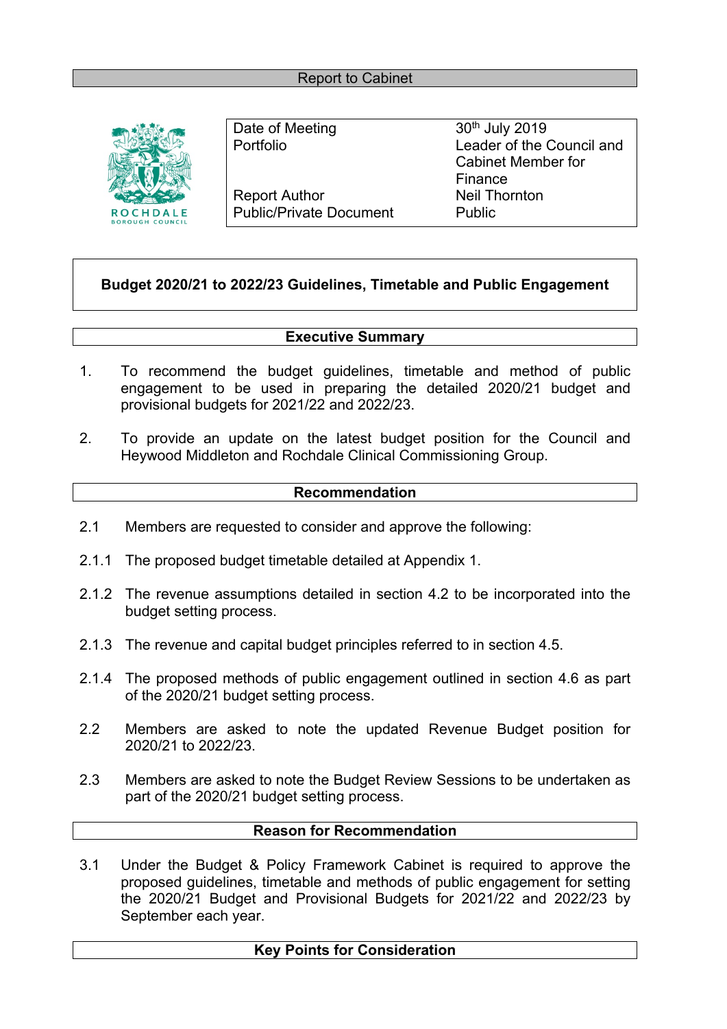Report to Cabinet

ROCHDALE BOROUGH COUNCIL

| | |
|---|---|
| Date of Meeting | 30th July 2019 |
| Portfolio | Leader of the Council and Cabinet Member for Finance |
| Report Author | Neil Thornton |
| Public/Private Document | Public |

# Budget 2020/21 to 2022/23 Guidelines, Timetable and Public Engagement

## Executive Summary

1. To recommend the budget guidelines, timetable and method of public engagement to be used in preparing the detailed 2020/21 budget and provisional budgets for 2021/22 and 2022/23.

2. To provide an update on the latest budget position for the Council and Heywood Middleton and Rochdale Clinical Commissioning Group.

## Recommendation

2.1 Members are requested to consider and approve the following:

2.1.1 The proposed budget timetable detailed at Appendix 1.

2.1.2 The revenue assumptions detailed in section 4.2 to be incorporated into the budget setting process.

2.1.3 The revenue and capital budget principles referred to in section 4.5.

2.1.4 The proposed methods of public engagement outlined in section 4.6 as part of the 2020/21 budget setting process.

2.2 Members are asked to note the updated Revenue Budget position for 2020/21 to 2022/23.

2.3 Members are asked to note the Budget Review Sessions to be undertaken as part of the 2020/21 budget setting process.

## Reason for Recommendation

3.1 Under the Budget & Policy Framework Cabinet is required to approve the proposed guidelines, timetable and methods of public engagement for setting the 2020/21 Budget and Provisional Budgets for 2021/22 and 2022/23 by September each year.

## Key Points for Consideration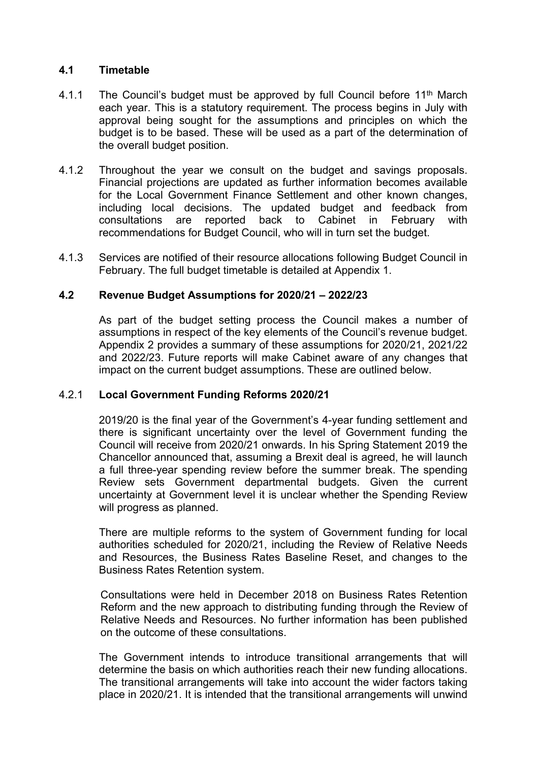## 4.1 Timetable

4.1.1 The Council's budget must be approved by full Council before 11th March each year. This is a statutory requirement. The process begins in July with approval being sought for the assumptions and principles on which the budget is to be based. These will be used as a part of the determination of the overall budget position.

4.1.2 Throughout the year we consult on the budget and savings proposals. Financial projections are updated as further information becomes available for the Local Government Finance Settlement and other known changes, including local decisions. The updated budget and feedback from consultations are reported back to Cabinet in February with recommendations for Budget Council, who will in turn set the budget.

4.1.3 Services are notified of their resource allocations following Budget Council in February. The full budget timetable is detailed at Appendix 1.

## 4.2 Revenue Budget Assumptions for 2020/21 – 2022/23

As part of the budget setting process the Council makes a number of assumptions in respect of the key elements of the Council's revenue budget. Appendix 2 provides a summary of these assumptions for 2020/21, 2021/22 and 2022/23. Future reports will make Cabinet aware of any changes that impact on the current budget assumptions. These are outlined below.

### 4.2.1 Local Government Funding Reforms 2020/21

2019/20 is the final year of the Government's 4-year funding settlement and there is significant uncertainty over the level of Government funding the Council will receive from 2020/21 onwards. In his Spring Statement 2019 the Chancellor announced that, assuming a Brexit deal is agreed, he will launch a full three-year spending review before the summer break. The spending Review sets Government departmental budgets. Given the current uncertainty at Government level it is unclear whether the Spending Review will progress as planned.

There are multiple reforms to the system of Government funding for local authorities scheduled for 2020/21, including the Review of Relative Needs and Resources, the Business Rates Baseline Reset, and changes to the Business Rates Retention system.

Consultations were held in December 2018 on Business Rates Retention Reform and the new approach to distributing funding through the Review of Relative Needs and Resources. No further information has been published on the outcome of these consultations.

The Government intends to introduce transitional arrangements that will determine the basis on which authorities reach their new funding allocations. The transitional arrangements will take into account the wider factors taking place in 2020/21. It is intended that the transitional arrangements will unwind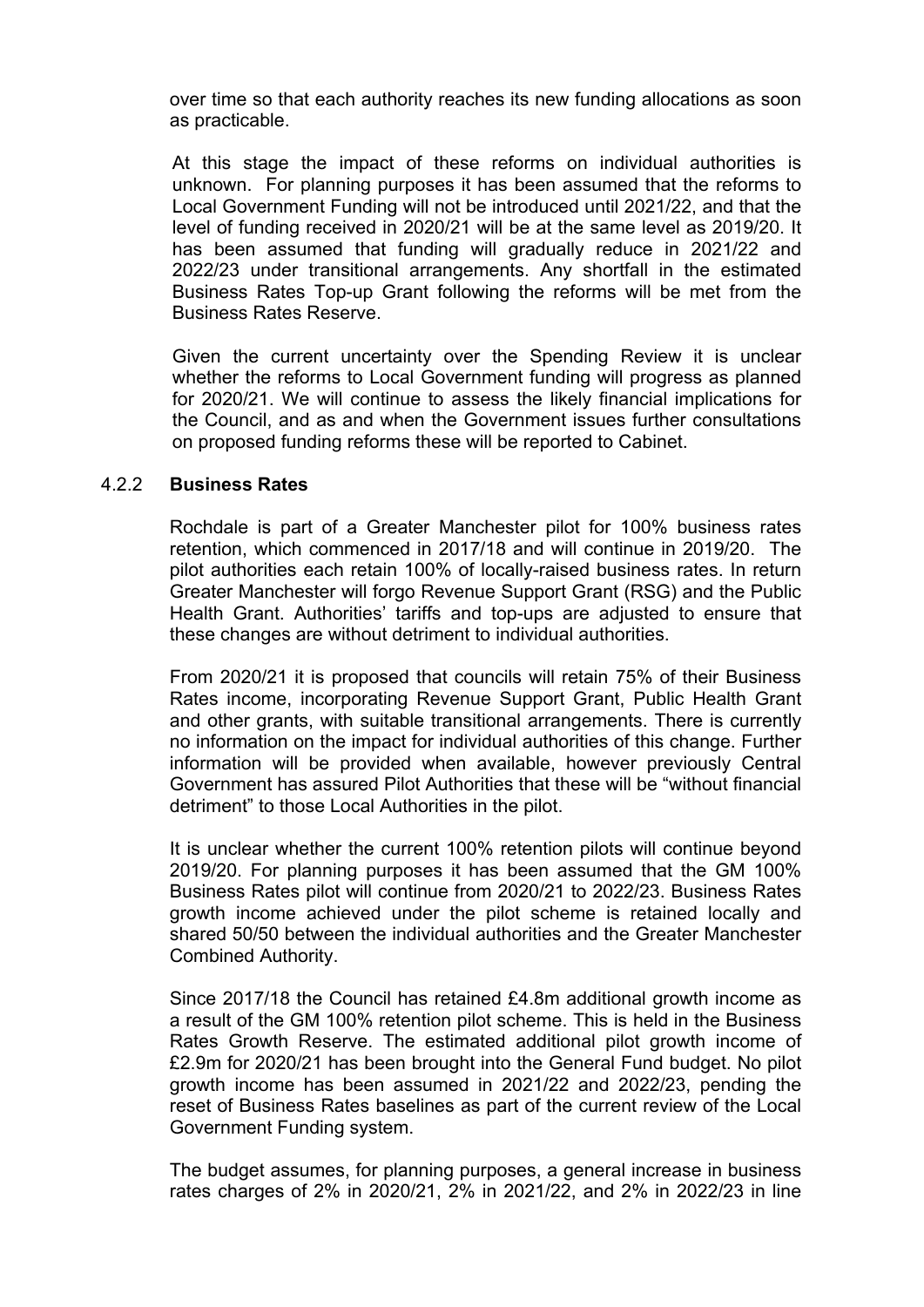over time so that each authority reaches its new funding allocations as soon as practicable.

At this stage the impact of these reforms on individual authorities is unknown. For planning purposes it has been assumed that the reforms to Local Government Funding will not be introduced until 2021/22, and that the level of funding received in 2020/21 will be at the same level as 2019/20. It has been assumed that funding will gradually reduce in 2021/22 and 2022/23 under transitional arrangements. Any shortfall in the estimated Business Rates Top-up Grant following the reforms will be met from the Business Rates Reserve.

Given the current uncertainty over the Spending Review it is unclear whether the reforms to Local Government funding will progress as planned for 2020/21. We will continue to assess the likely financial implications for the Council, and as and when the Government issues further consultations on proposed funding reforms these will be reported to Cabinet.

### 4.2.2 Business Rates

Rochdale is part of a Greater Manchester pilot for 100% business rates retention, which commenced in 2017/18 and will continue in 2019/20. The pilot authorities each retain 100% of locally-raised business rates. In return Greater Manchester will forgo Revenue Support Grant (RSG) and the Public Health Grant. Authorities' tariffs and top-ups are adjusted to ensure that these changes are without detriment to individual authorities.

From 2020/21 it is proposed that councils will retain 75% of their Business Rates income, incorporating Revenue Support Grant, Public Health Grant and other grants, with suitable transitional arrangements. There is currently no information on the impact for individual authorities of this change. Further information will be provided when available, however previously Central Government has assured Pilot Authorities that these will be "without financial detriment" to those Local Authorities in the pilot.

It is unclear whether the current 100% retention pilots will continue beyond 2019/20. For planning purposes it has been assumed that the GM 100% Business Rates pilot will continue from 2020/21 to 2022/23. Business Rates growth income achieved under the pilot scheme is retained locally and shared 50/50 between the individual authorities and the Greater Manchester Combined Authority.

Since 2017/18 the Council has retained £4.8m additional growth income as a result of the GM 100% retention pilot scheme. This is held in the Business Rates Growth Reserve. The estimated additional pilot growth income of £2.9m for 2020/21 has been brought into the General Fund budget. No pilot growth income has been assumed in 2021/22 and 2022/23, pending the reset of Business Rates baselines as part of the current review of the Local Government Funding system.

The budget assumes, for planning purposes, a general increase in business rates charges of 2% in 2020/21, 2% in 2021/22, and 2% in 2022/23 in line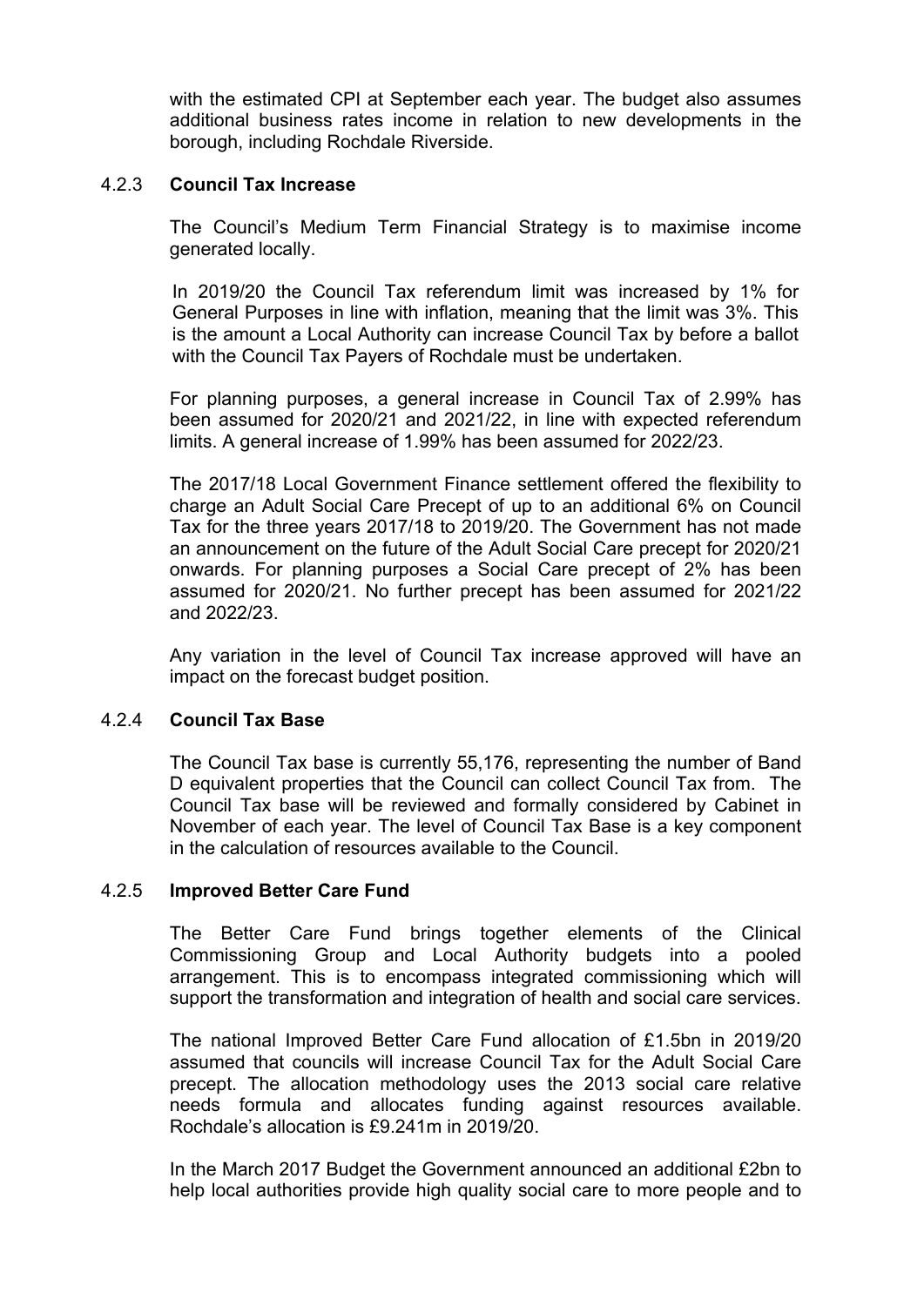with the estimated CPI at September each year. The budget also assumes additional business rates income in relation to new developments in the borough, including Rochdale Riverside.

### 4.2.3 Council Tax Increase

The Council's Medium Term Financial Strategy is to maximise income generated locally.

In 2019/20 the Council Tax referendum limit was increased by 1% for General Purposes in line with inflation, meaning that the limit was 3%. This is the amount a Local Authority can increase Council Tax by before a ballot with the Council Tax Payers of Rochdale must be undertaken.

For planning purposes, a general increase in Council Tax of 2.99% has been assumed for 2020/21 and 2021/22, in line with expected referendum limits. A general increase of 1.99% has been assumed for 2022/23.

The 2017/18 Local Government Finance settlement offered the flexibility to charge an Adult Social Care Precept of up to an additional 6% on Council Tax for the three years 2017/18 to 2019/20. The Government has not made an announcement on the future of the Adult Social Care precept for 2020/21 onwards. For planning purposes a Social Care precept of 2% has been assumed for 2020/21. No further precept has been assumed for 2021/22 and 2022/23.

Any variation in the level of Council Tax increase approved will have an impact on the forecast budget position.

### 4.2.4 Council Tax Base

The Council Tax base is currently 55,176, representing the number of Band D equivalent properties that the Council can collect Council Tax from. The Council Tax base will be reviewed and formally considered by Cabinet in November of each year. The level of Council Tax Base is a key component in the calculation of resources available to the Council.

### 4.2.5 Improved Better Care Fund

The Better Care Fund brings together elements of the Clinical Commissioning Group and Local Authority budgets into a pooled arrangement. This is to encompass integrated commissioning which will support the transformation and integration of health and social care services.

The national Improved Better Care Fund allocation of £1.5bn in 2019/20 assumed that councils will increase Council Tax for the Adult Social Care precept. The allocation methodology uses the 2013 social care relative needs formula and allocates funding against resources available. Rochdale's allocation is £9.241m in 2019/20.

In the March 2017 Budget the Government announced an additional £2bn to help local authorities provide high quality social care to more people and to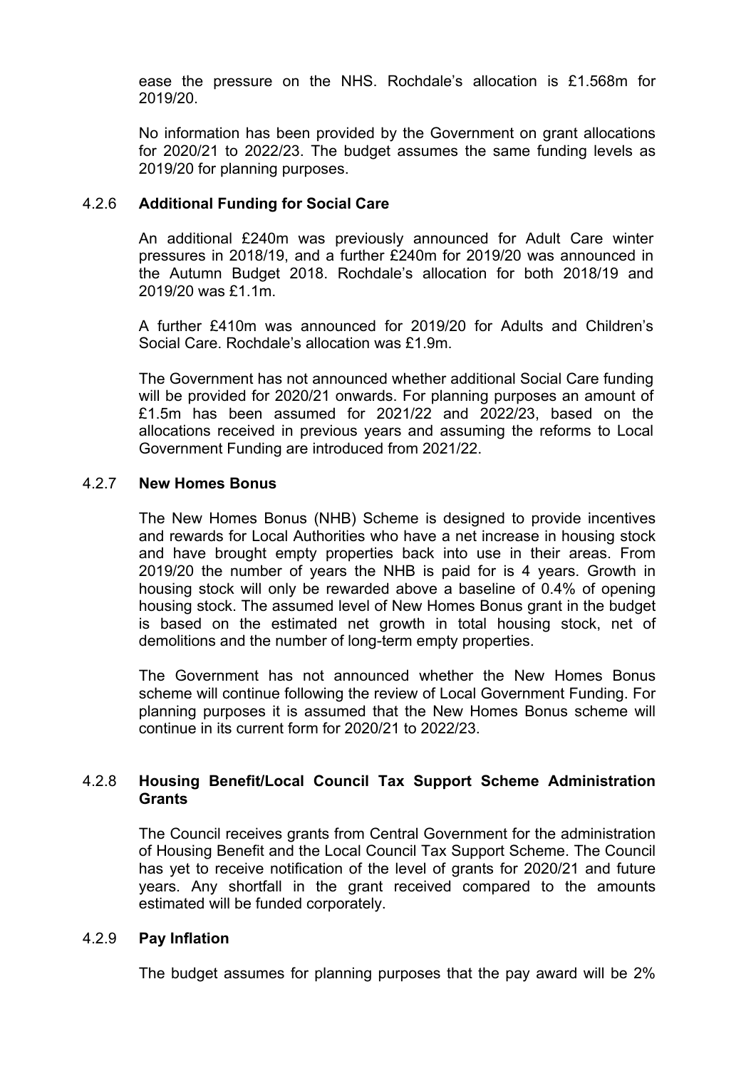ease the pressure on the NHS. Rochdale's allocation is £1.568m for 2019/20.

No information has been provided by the Government on grant allocations for 2020/21 to 2022/23. The budget assumes the same funding levels as 2019/20 for planning purposes.

#### 4.2.6 **Additional Funding for Social Care**

An additional £240m was previously announced for Adult Care winter pressures in 2018/19, and a further £240m for 2019/20 was announced in the Autumn Budget 2018. Rochdale's allocation for both 2018/19 and 2019/20 was £1.1m.

A further £410m was announced for 2019/20 for Adults and Children's Social Care. Rochdale's allocation was £1.9m.

The Government has not announced whether additional Social Care funding will be provided for 2020/21 onwards. For planning purposes an amount of £1.5m has been assumed for 2021/22 and 2022/23, based on the allocations received in previous years and assuming the reforms to Local Government Funding are introduced from 2021/22.

#### 4.2.7 **New Homes Bonus**

The New Homes Bonus (NHB) Scheme is designed to provide incentives and rewards for Local Authorities who have a net increase in housing stock and have brought empty properties back into use in their areas. From 2019/20 the number of years the NHB is paid for is 4 years. Growth in housing stock will only be rewarded above a baseline of 0.4% of opening housing stock. The assumed level of New Homes Bonus grant in the budget is based on the estimated net growth in total housing stock, net of demolitions and the number of long-term empty properties.

The Government has not announced whether the New Homes Bonus scheme will continue following the review of Local Government Funding. For planning purposes it is assumed that the New Homes Bonus scheme will continue in its current form for 2020/21 to 2022/23.

#### 4.2.8 **Housing Benefit/Local Council Tax Support Scheme Administration Grants**

The Council receives grants from Central Government for the administration of Housing Benefit and the Local Council Tax Support Scheme. The Council has yet to receive notification of the level of grants for 2020/21 and future years. Any shortfall in the grant received compared to the amounts estimated will be funded corporately.

#### 4.2.9 **Pay Inflation**

The budget assumes for planning purposes that the pay award will be 2%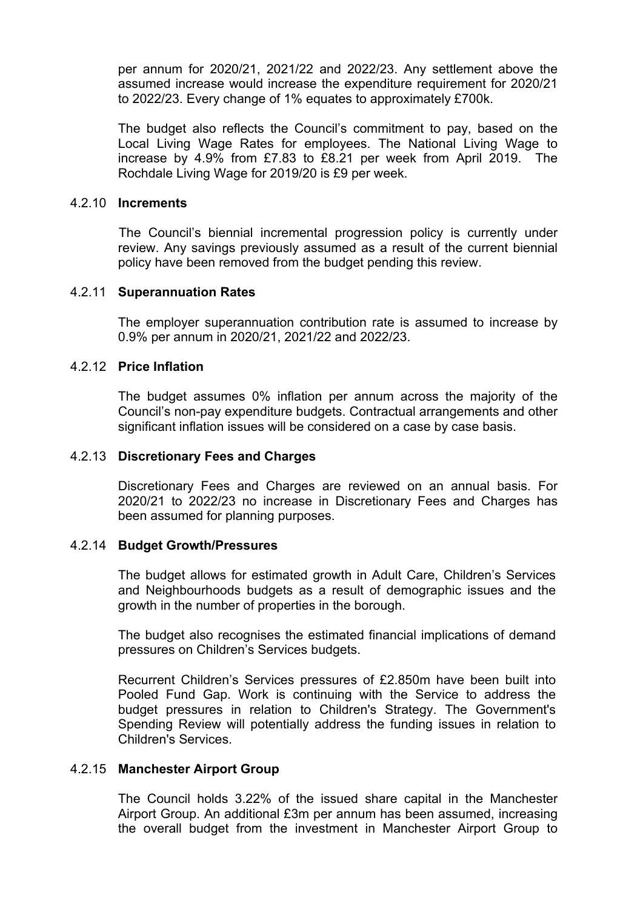per annum for 2020/21, 2021/22 and 2022/23. Any settlement above the assumed increase would increase the expenditure requirement for 2020/21 to 2022/23. Every change of 1% equates to approximately £700k.

The budget also reflects the Council's commitment to pay, based on the Local Living Wage Rates for employees. The National Living Wage to increase by 4.9% from £7.83 to £8.21 per week from April 2019. The Rochdale Living Wage for 2019/20 is £9 per week.

### 4.2.10 **Increments**

The Council's biennial incremental progression policy is currently under review. Any savings previously assumed as a result of the current biennial policy have been removed from the budget pending this review.

### 4.2.11 **Superannuation Rates**

The employer superannuation contribution rate is assumed to increase by 0.9% per annum in 2020/21, 2021/22 and 2022/23.

### 4.2.12 **Price Inflation**

The budget assumes 0% inflation per annum across the majority of the Council's non-pay expenditure budgets. Contractual arrangements and other significant inflation issues will be considered on a case by case basis.

### 4.2.13 **Discretionary Fees and Charges**

Discretionary Fees and Charges are reviewed on an annual basis. For 2020/21 to 2022/23 no increase in Discretionary Fees and Charges has been assumed for planning purposes.

### 4.2.14 **Budget Growth/Pressures**

The budget allows for estimated growth in Adult Care, Children's Services and Neighbourhoods budgets as a result of demographic issues and the growth in the number of properties in the borough.

The budget also recognises the estimated financial implications of demand pressures on Children's Services budgets.

Recurrent Children's Services pressures of £2.850m have been built into Pooled Fund Gap. Work is continuing with the Service to address the budget pressures in relation to Children's Strategy. The Government's Spending Review will potentially address the funding issues in relation to Children's Services.

### 4.2.15 **Manchester Airport Group**

The Council holds 3.22% of the issued share capital in the Manchester Airport Group. An additional £3m per annum has been assumed, increasing the overall budget from the investment in Manchester Airport Group to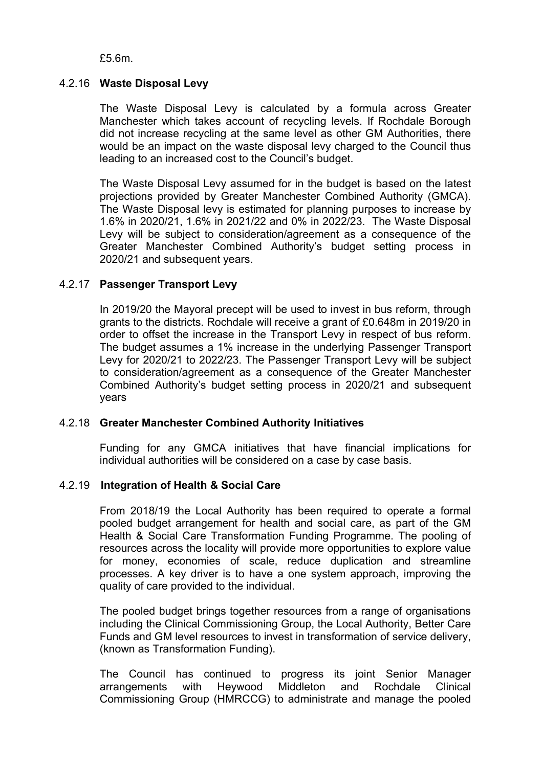£5.6m.

#### 4.2.16 **Waste Disposal Levy**

The Waste Disposal Levy is calculated by a formula across Greater Manchester which takes account of recycling levels. If Rochdale Borough did not increase recycling at the same level as other GM Authorities, there would be an impact on the waste disposal levy charged to the Council thus leading to an increased cost to the Council's budget.

The Waste Disposal Levy assumed for in the budget is based on the latest projections provided by Greater Manchester Combined Authority (GMCA). The Waste Disposal levy is estimated for planning purposes to increase by 1.6% in 2020/21, 1.6% in 2021/22 and 0% in 2022/23. The Waste Disposal Levy will be subject to consideration/agreement as a consequence of the Greater Manchester Combined Authority's budget setting process in 2020/21 and subsequent years.

#### 4.2.17 **Passenger Transport Levy**

In 2019/20 the Mayoral precept will be used to invest in bus reform, through grants to the districts. Rochdale will receive a grant of £0.648m in 2019/20 in order to offset the increase in the Transport Levy in respect of bus reform. The budget assumes a 1% increase in the underlying Passenger Transport Levy for 2020/21 to 2022/23. The Passenger Transport Levy will be subject to consideration/agreement as a consequence of the Greater Manchester Combined Authority's budget setting process in 2020/21 and subsequent years

#### 4.2.18 **Greater Manchester Combined Authority Initiatives**

Funding for any GMCA initiatives that have financial implications for individual authorities will be considered on a case by case basis.

#### 4.2.19 **Integration of Health & Social Care**

From 2018/19 the Local Authority has been required to operate a formal pooled budget arrangement for health and social care, as part of the GM Health & Social Care Transformation Funding Programme. The pooling of resources across the locality will provide more opportunities to explore value for money, economies of scale, reduce duplication and streamline processes. A key driver is to have a one system approach, improving the quality of care provided to the individual.

The pooled budget brings together resources from a range of organisations including the Clinical Commissioning Group, the Local Authority, Better Care Funds and GM level resources to invest in transformation of service delivery, (known as Transformation Funding).

The Council has continued to progress its joint Senior Manager arrangements with Heywood Middleton and Rochdale Clinical Commissioning Group (HMRCCG) to administrate and manage the pooled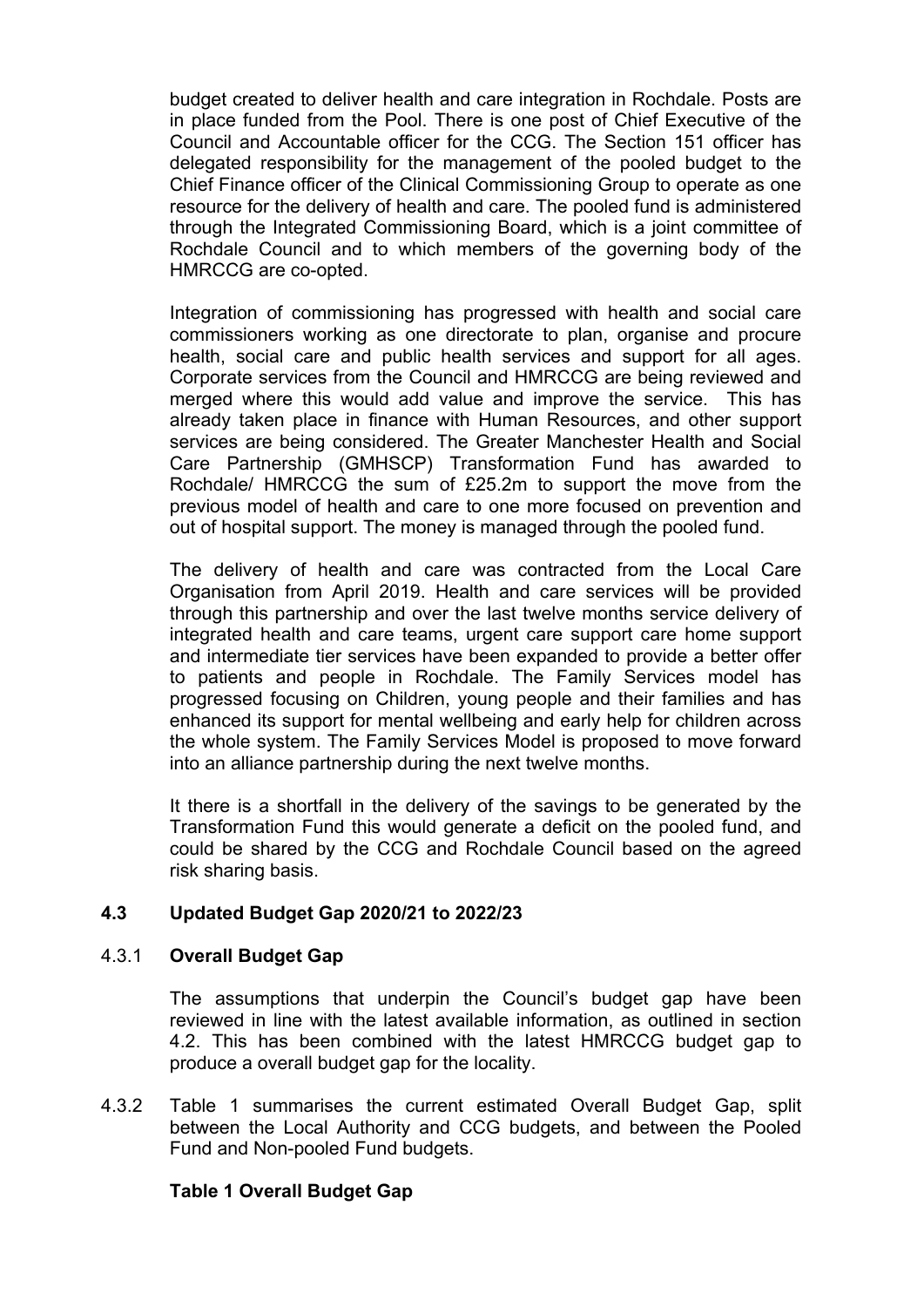budget created to deliver health and care integration in Rochdale. Posts are in place funded from the Pool. There is one post of Chief Executive of the Council and Accountable officer for the CCG. The Section 151 officer has delegated responsibility for the management of the pooled budget to the Chief Finance officer of the Clinical Commissioning Group to operate as one resource for the delivery of health and care. The pooled fund is administered through the Integrated Commissioning Board, which is a joint committee of Rochdale Council and to which members of the governing body of the HMRCCG are co-opted.

Integration of commissioning has progressed with health and social care commissioners working as one directorate to plan, organise and procure health, social care and public health services and support for all ages. Corporate services from the Council and HMRCCG are being reviewed and merged where this would add value and improve the service. This has already taken place in finance with Human Resources, and other support services are being considered. The Greater Manchester Health and Social Care Partnership (GMHSCP) Transformation Fund has awarded to Rochdale/ HMRCCG the sum of £25.2m to support the move from the previous model of health and care to one more focused on prevention and out of hospital support. The money is managed through the pooled fund.

The delivery of health and care was contracted from the Local Care Organisation from April 2019. Health and care services will be provided through this partnership and over the last twelve months service delivery of integrated health and care teams, urgent care support care home support and intermediate tier services have been expanded to provide a better offer to patients and people in Rochdale. The Family Services model has progressed focusing on Children, young people and their families and has enhanced its support for mental wellbeing and early help for children across the whole system. The Family Services Model is proposed to move forward into an alliance partnership during the next twelve months.

It there is a shortfall in the delivery of the savings to be generated by the Transformation Fund this would generate a deficit on the pooled fund, and could be shared by the CCG and Rochdale Council based on the agreed risk sharing basis.

### 4.3 Updated Budget Gap 2020/21 to 2022/23

#### 4.3.1 Overall Budget Gap

The assumptions that underpin the Council's budget gap have been reviewed in line with the latest available information, as outlined in section 4.2. This has been combined with the latest HMRCCG budget gap to produce a overall budget gap for the locality.

4.3.2 Table 1 summarises the current estimated Overall Budget Gap, split between the Local Authority and CCG budgets, and between the Pooled Fund and Non-pooled Fund budgets.

**Table 1 Overall Budget Gap**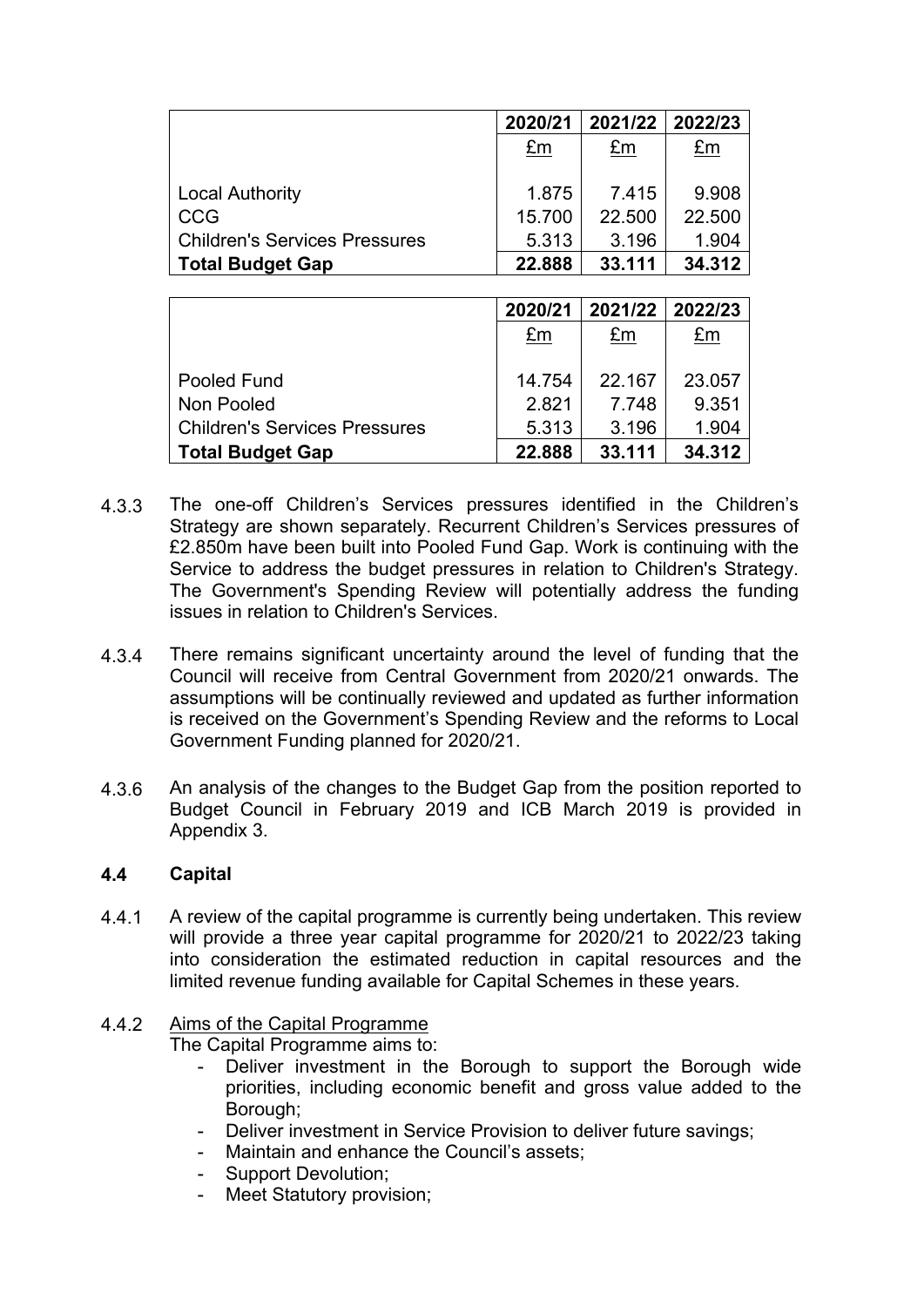| | 2020/21 | 2021/22 | 2022/23 |
|---|---|---|---|
| | £m | £m | £m |
| Local Authority | 1.875 | 7.415 | 9.908 |
| CCG | 15.700 | 22.500 | 22.500 |
| Children's Services Pressures | 5.313 | 3.196 | 1.904 |
| **Total Budget Gap** | **22.888** | **33.111** | **34.312** |

| | 2020/21 | 2021/22 | 2022/23 |
|---|---|---|---|
| | £m | £m | £m |
| Pooled Fund | 14.754 | 22.167 | 23.057 |
| Non Pooled | 2.821 | 7.748 | 9.351 |
| Children's Services Pressures | 5.313 | 3.196 | 1.904 |
| **Total Budget Gap** | **22.888** | **33.111** | **34.312** |

4.3.3 The one-off Children's Services pressures identified in the Children's Strategy are shown separately. Recurrent Children's Services pressures of £2.850m have been built into Pooled Fund Gap. Work is continuing with the Service to address the budget pressures in relation to Children's Strategy. The Government's Spending Review will potentially address the funding issues in relation to Children's Services.

4.3.4 There remains significant uncertainty around the level of funding that the Council will receive from Central Government from 2020/21 onwards. The assumptions will be continually reviewed and updated as further information is received on the Government's Spending Review and the reforms to Local Government Funding planned for 2020/21.

4.3.6 An analysis of the changes to the Budget Gap from the position reported to Budget Council in February 2019 and ICB March 2019 is provided in Appendix 3.

## 4.4 Capital

4.4.1 A review of the capital programme is currently being undertaken. This review will provide a three year capital programme for 2020/21 to 2022/23 taking into consideration the estimated reduction in capital resources and the limited revenue funding available for Capital Schemes in these years.

4.4.2 Aims of the Capital Programme

The Capital Programme aims to:

- Deliver investment in the Borough to support the Borough wide priorities, including economic benefit and gross value added to the Borough;
- Deliver investment in Service Provision to deliver future savings;
- Maintain and enhance the Council's assets;
- Support Devolution;
- Meet Statutory provision;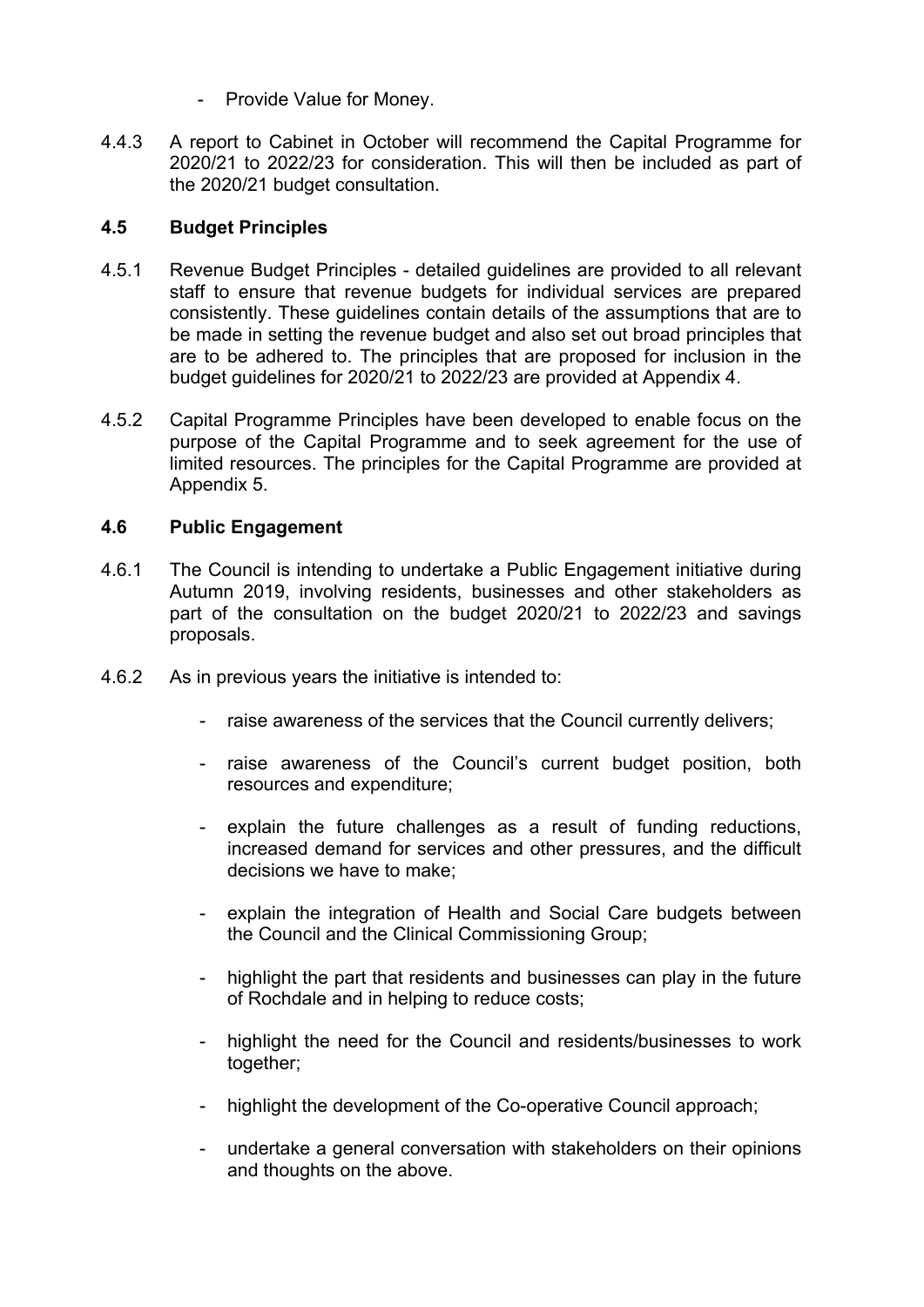- Provide Value for Money.

4.4.3 A report to Cabinet in October will recommend the Capital Programme for 2020/21 to 2022/23 for consideration. This will then be included as part of the 2020/21 budget consultation.

### 4.5 Budget Principles

4.5.1 Revenue Budget Principles - detailed guidelines are provided to all relevant staff to ensure that revenue budgets for individual services are prepared consistently. These guidelines contain details of the assumptions that are to be made in setting the revenue budget and also set out broad principles that are to be adhered to. The principles that are proposed for inclusion in the budget guidelines for 2020/21 to 2022/23 are provided at Appendix 4.

4.5.2 Capital Programme Principles have been developed to enable focus on the purpose of the Capital Programme and to seek agreement for the use of limited resources. The principles for the Capital Programme are provided at Appendix 5.

### 4.6 Public Engagement

4.6.1 The Council is intending to undertake a Public Engagement initiative during Autumn 2019, involving residents, businesses and other stakeholders as part of the consultation on the budget 2020/21 to 2022/23 and savings proposals.

4.6.2 As in previous years the initiative is intended to:

- raise awareness of the services that the Council currently delivers;
- raise awareness of the Council's current budget position, both resources and expenditure;
- explain the future challenges as a result of funding reductions, increased demand for services and other pressures, and the difficult decisions we have to make;
- explain the integration of Health and Social Care budgets between the Council and the Clinical Commissioning Group;
- highlight the part that residents and businesses can play in the future of Rochdale and in helping to reduce costs;
- highlight the need for the Council and residents/businesses to work together;
- highlight the development of the Co-operative Council approach;
- undertake a general conversation with stakeholders on their opinions and thoughts on the above.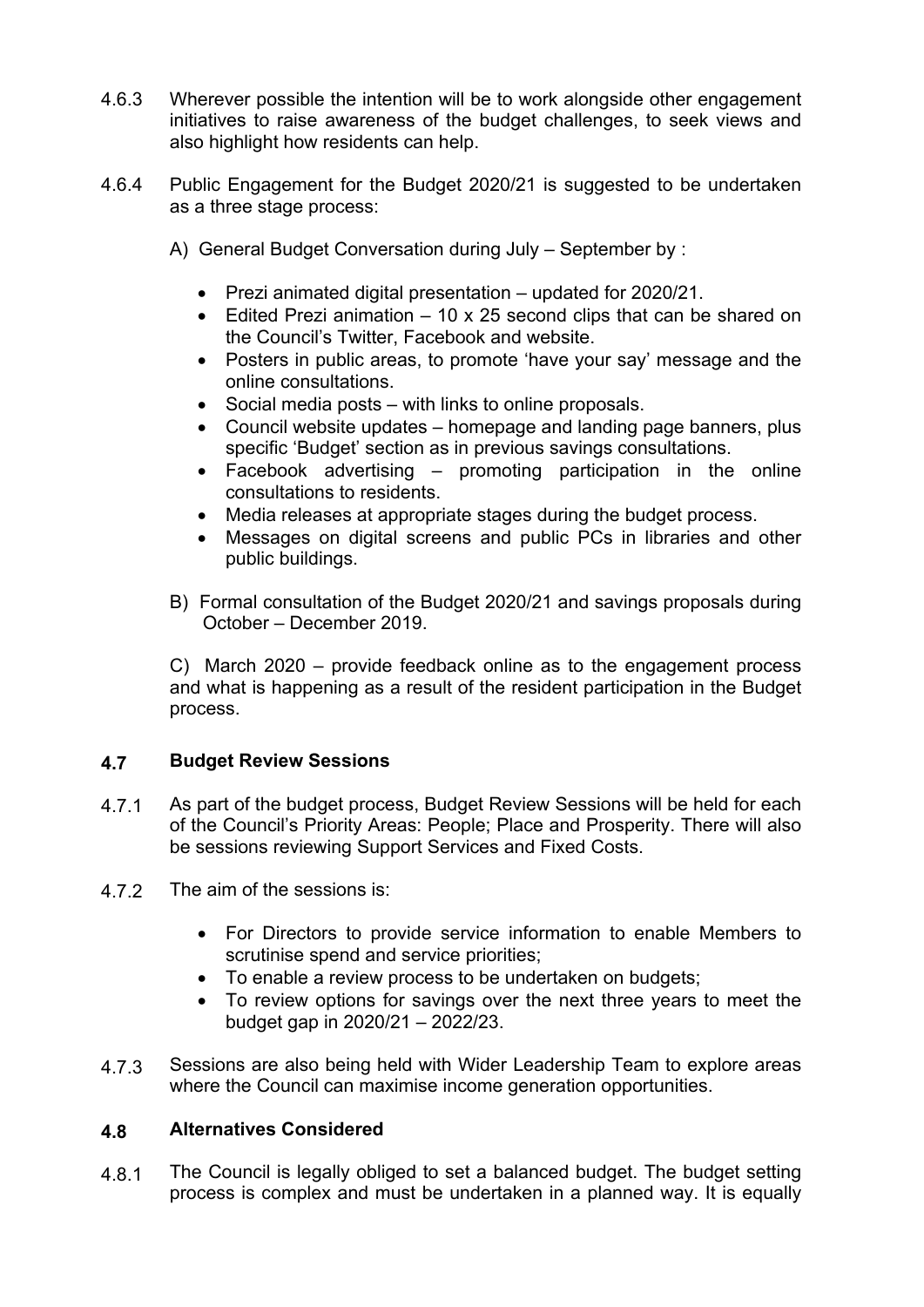4.6.3 Wherever possible the intention will be to work alongside other engagement initiatives to raise awareness of the budget challenges, to seek views and also highlight how residents can help.

4.6.4 Public Engagement for the Budget 2020/21 is suggested to be undertaken as a three stage process:

A) General Budget Conversation during July – September by :

- Prezi animated digital presentation – updated for 2020/21.
- Edited Prezi animation – 10 x 25 second clips that can be shared on the Council's Twitter, Facebook and website.
- Posters in public areas, to promote 'have your say' message and the online consultations.
- Social media posts – with links to online proposals.
- Council website updates – homepage and landing page banners, plus specific 'Budget' section as in previous savings consultations.
- Facebook advertising – promoting participation in the online consultations to residents.
- Media releases at appropriate stages during the budget process.
- Messages on digital screens and public PCs in libraries and other public buildings.

B) Formal consultation of the Budget 2020/21 and savings proposals during October – December 2019.

C) March 2020 – provide feedback online as to the engagement process and what is happening as a result of the resident participation in the Budget process.

### 4.7 Budget Review Sessions

4.7.1 As part of the budget process, Budget Review Sessions will be held for each of the Council's Priority Areas: People; Place and Prosperity. There will also be sessions reviewing Support Services and Fixed Costs.

4.7.2 The aim of the sessions is:

- For Directors to provide service information to enable Members to scrutinise spend and service priorities;
- To enable a review process to be undertaken on budgets;
- To review options for savings over the next three years to meet the budget gap in 2020/21 – 2022/23.

4.7.3 Sessions are also being held with Wider Leadership Team to explore areas where the Council can maximise income generation opportunities.

### 4.8 Alternatives Considered

4.8.1 The Council is legally obliged to set a balanced budget. The budget setting process is complex and must be undertaken in a planned way. It is equally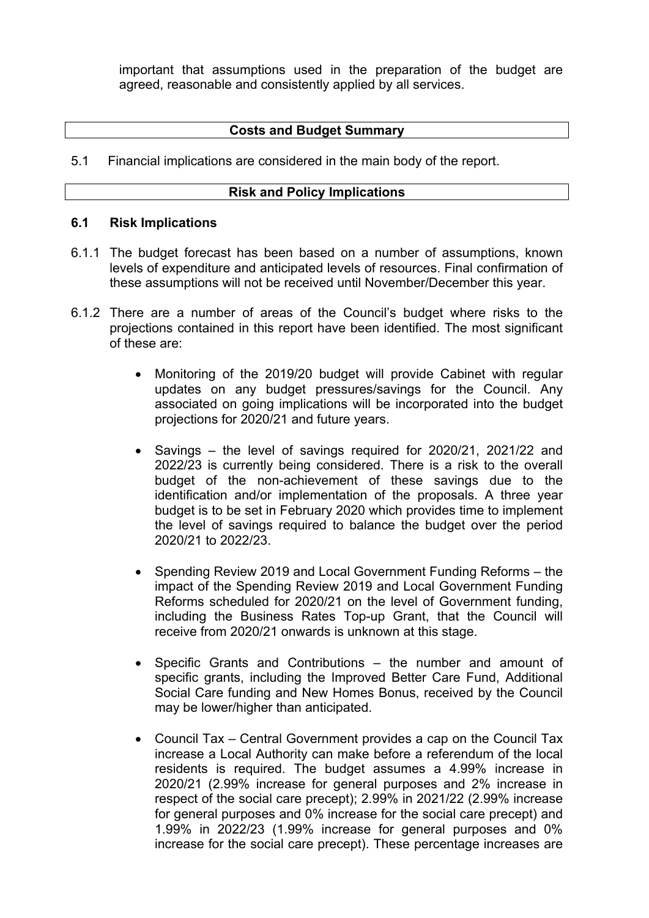important that assumptions used in the preparation of the budget are agreed, reasonable and consistently applied by all services.

## Costs and Budget Summary

5.1 Financial implications are considered in the main body of the report.

## Risk and Policy Implications

### 6.1 Risk Implications

6.1.1 The budget forecast has been based on a number of assumptions, known levels of expenditure and anticipated levels of resources. Final confirmation of these assumptions will not be received until November/December this year.

6.1.2 There are a number of areas of the Council's budget where risks to the projections contained in this report have been identified. The most significant of these are:

- Monitoring of the 2019/20 budget will provide Cabinet with regular updates on any budget pressures/savings for the Council. Any associated on going implications will be incorporated into the budget projections for 2020/21 and future years.

- Savings – the level of savings required for 2020/21, 2021/22 and 2022/23 is currently being considered. There is a risk to the overall budget of the non-achievement of these savings due to the identification and/or implementation of the proposals. A three year budget is to be set in February 2020 which provides time to implement the level of savings required to balance the budget over the period 2020/21 to 2022/23.

- Spending Review 2019 and Local Government Funding Reforms – the impact of the Spending Review 2019 and Local Government Funding Reforms scheduled for 2020/21 on the level of Government funding, including the Business Rates Top-up Grant, that the Council will receive from 2020/21 onwards is unknown at this stage.

- Specific Grants and Contributions – the number and amount of specific grants, including the Improved Better Care Fund, Additional Social Care funding and New Homes Bonus, received by the Council may be lower/higher than anticipated.

- Council Tax – Central Government provides a cap on the Council Tax increase a Local Authority can make before a referendum of the local residents is required. The budget assumes a 4.99% increase in 2020/21 (2.99% increase for general purposes and 2% increase in respect of the social care precept); 2.99% in 2021/22 (2.99% increase for general purposes and 0% increase for the social care precept) and 1.99% in 2022/23 (1.99% increase for general purposes and 0% increase for the social care precept). These percentage increases are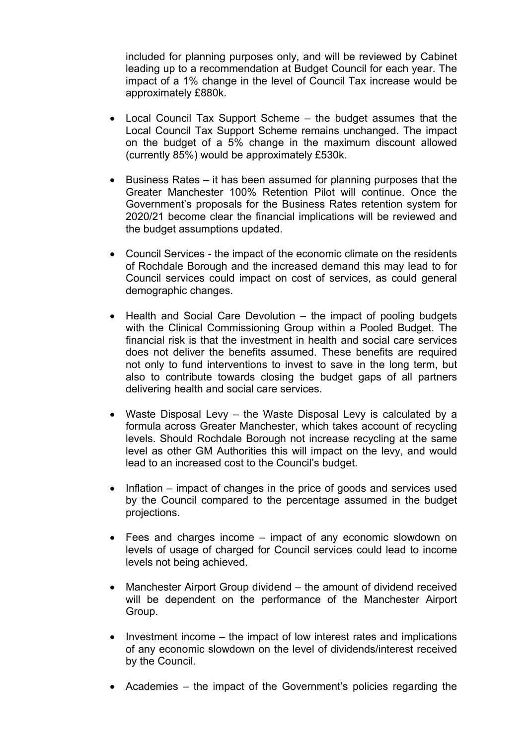included for planning purposes only, and will be reviewed by Cabinet leading up to a recommendation at Budget Council for each year. The impact of a 1% change in the level of Council Tax increase would be approximately £880k.

- Local Council Tax Support Scheme – the budget assumes that the Local Council Tax Support Scheme remains unchanged. The impact on the budget of a 5% change in the maximum discount allowed (currently 85%) would be approximately £530k.

- Business Rates – it has been assumed for planning purposes that the Greater Manchester 100% Retention Pilot will continue. Once the Government's proposals for the Business Rates retention system for 2020/21 become clear the financial implications will be reviewed and the budget assumptions updated.

- Council Services - the impact of the economic climate on the residents of Rochdale Borough and the increased demand this may lead to for Council services could impact on cost of services, as could general demographic changes.

- Health and Social Care Devolution – the impact of pooling budgets with the Clinical Commissioning Group within a Pooled Budget. The financial risk is that the investment in health and social care services does not deliver the benefits assumed. These benefits are required not only to fund interventions to invest to save in the long term, but also to contribute towards closing the budget gaps of all partners delivering health and social care services.

- Waste Disposal Levy – the Waste Disposal Levy is calculated by a formula across Greater Manchester, which takes account of recycling levels. Should Rochdale Borough not increase recycling at the same level as other GM Authorities this will impact on the levy, and would lead to an increased cost to the Council's budget.

- Inflation – impact of changes in the price of goods and services used by the Council compared to the percentage assumed in the budget projections.

- Fees and charges income – impact of any economic slowdown on levels of usage of charged for Council services could lead to income levels not being achieved.

- Manchester Airport Group dividend – the amount of dividend received will be dependent on the performance of the Manchester Airport Group.

- Investment income – the impact of low interest rates and implications of any economic slowdown on the level of dividends/interest received by the Council.

- Academies – the impact of the Government's policies regarding the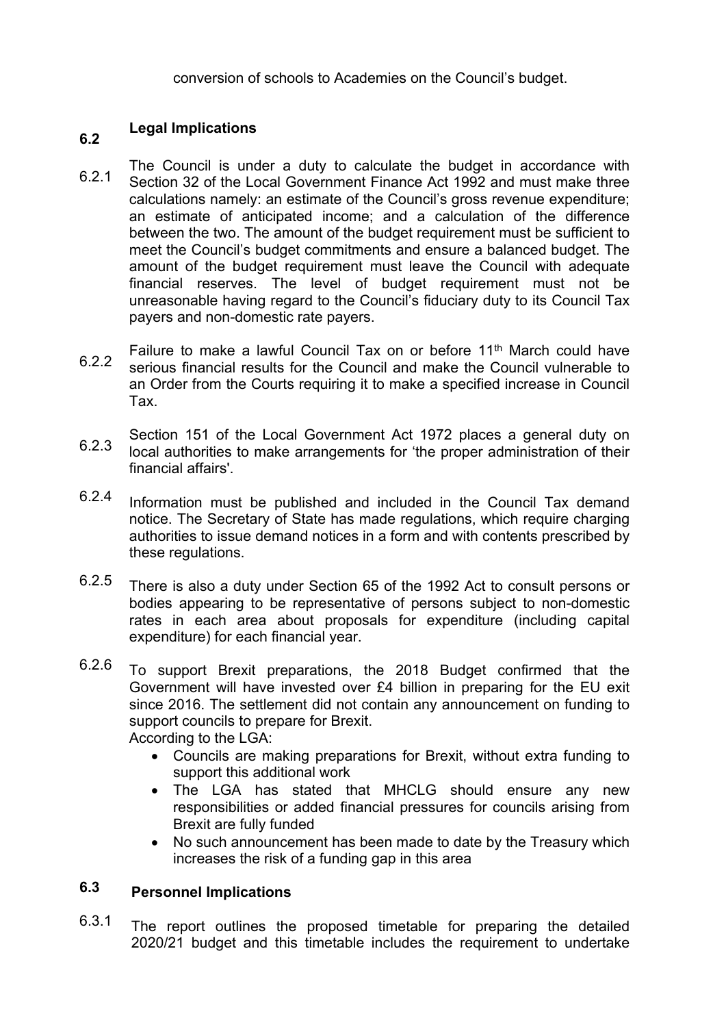conversion of schools to Academies on the Council's budget.

## 6.2 Legal Implications

6.2.1 The Council is under a duty to calculate the budget in accordance with Section 32 of the Local Government Finance Act 1992 and must make three calculations namely: an estimate of the Council's gross revenue expenditure; an estimate of anticipated income; and a calculation of the difference between the two. The amount of the budget requirement must be sufficient to meet the Council's budget commitments and ensure a balanced budget. The amount of the budget requirement must leave the Council with adequate financial reserves. The level of budget requirement must not be unreasonable having regard to the Council's fiduciary duty to its Council Tax payers and non-domestic rate payers.

6.2.2 Failure to make a lawful Council Tax on or before 11th March could have serious financial results for the Council and make the Council vulnerable to an Order from the Courts requiring it to make a specified increase in Council Tax.

6.2.3 Section 151 of the Local Government Act 1972 places a general duty on local authorities to make arrangements for 'the proper administration of their financial affairs'.

6.2.4 Information must be published and included in the Council Tax demand notice. The Secretary of State has made regulations, which require charging authorities to issue demand notices in a form and with contents prescribed by these regulations.

6.2.5 There is also a duty under Section 65 of the 1992 Act to consult persons or bodies appearing to be representative of persons subject to non-domestic rates in each area about proposals for expenditure (including capital expenditure) for each financial year.

6.2.6 To support Brexit preparations, the 2018 Budget confirmed that the Government will have invested over £4 billion in preparing for the EU exit since 2016. The settlement did not contain any announcement on funding to support councils to prepare for Brexit.
According to the LGA:

- Councils are making preparations for Brexit, without extra funding to support this additional work
- The LGA has stated that MHCLG should ensure any new responsibilities or added financial pressures for councils arising from Brexit are fully funded
- No such announcement has been made to date by the Treasury which increases the risk of a funding gap in this area

## 6.3 Personnel Implications

6.3.1 The report outlines the proposed timetable for preparing the detailed 2020/21 budget and this timetable includes the requirement to undertake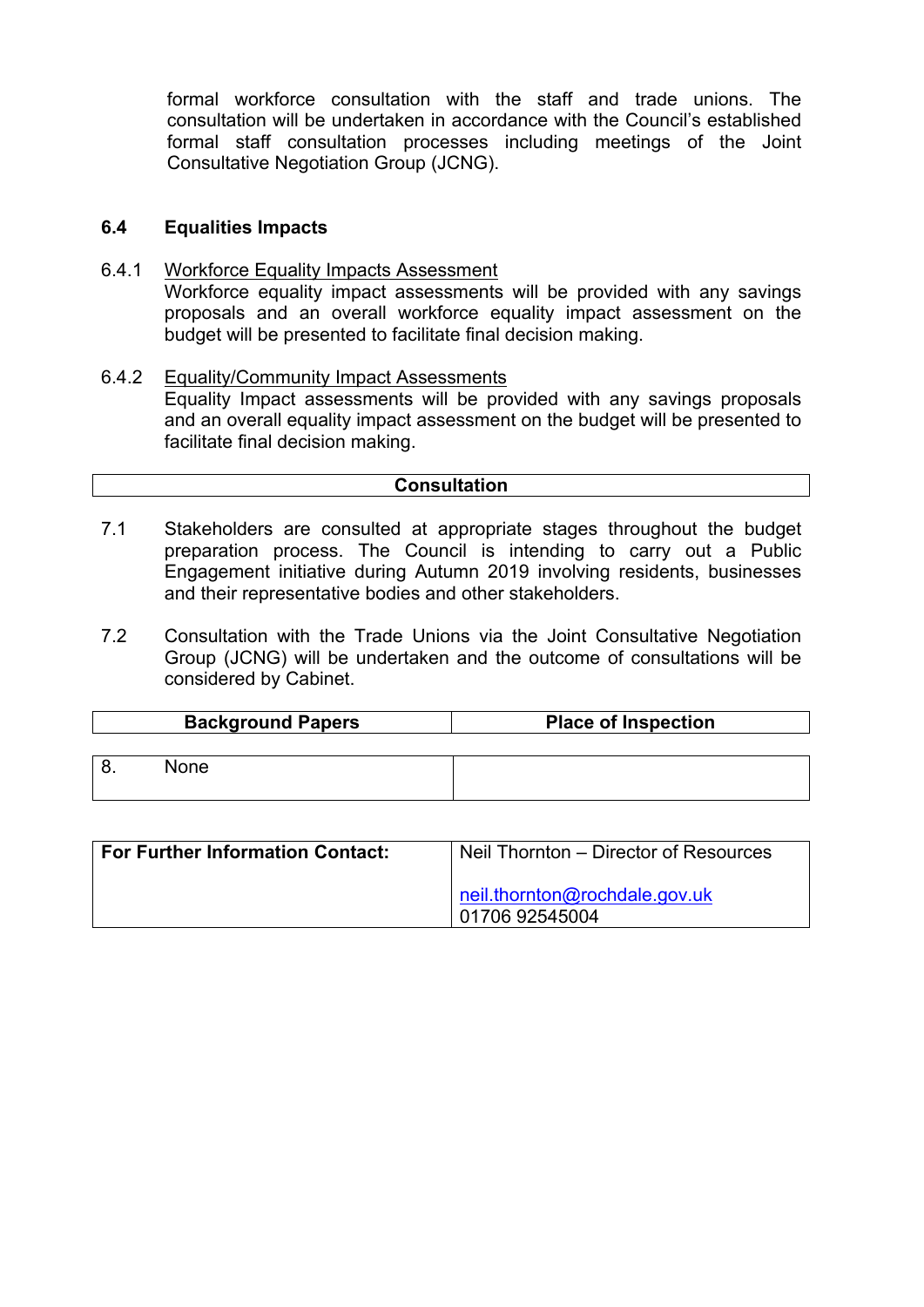formal workforce consultation with the staff and trade unions. The consultation will be undertaken in accordance with the Council's established formal staff consultation processes including meetings of the Joint Consultative Negotiation Group (JCNG).

**6.4 Equalities Impacts**

6.4.1 Workforce Equality Impacts Assessment
Workforce equality impact assessments will be provided with any savings proposals and an overall workforce equality impact assessment on the budget will be presented to facilitate final decision making.

6.4.2 Equality/Community Impact Assessments
Equality Impact assessments will be provided with any savings proposals and an overall equality impact assessment on the budget will be presented to facilitate final decision making.

## Consultation

7.1 Stakeholders are consulted at appropriate stages throughout the budget preparation process. The Council is intending to carry out a Public Engagement initiative during Autumn 2019 involving residents, businesses and their representative bodies and other stakeholders.

7.2 Consultation with the Trade Unions via the Joint Consultative Negotiation Group (JCNG) will be undertaken and the outcome of consultations will be considered by Cabinet.

| Background Papers | Place of Inspection |
|---|---|
| 8. None | |

| For Further Information Contact: | Neil Thornton – Director of Resources<br><br>neil.thornton@rochdale.gov.uk<br>01706 92545004 |
|---|---|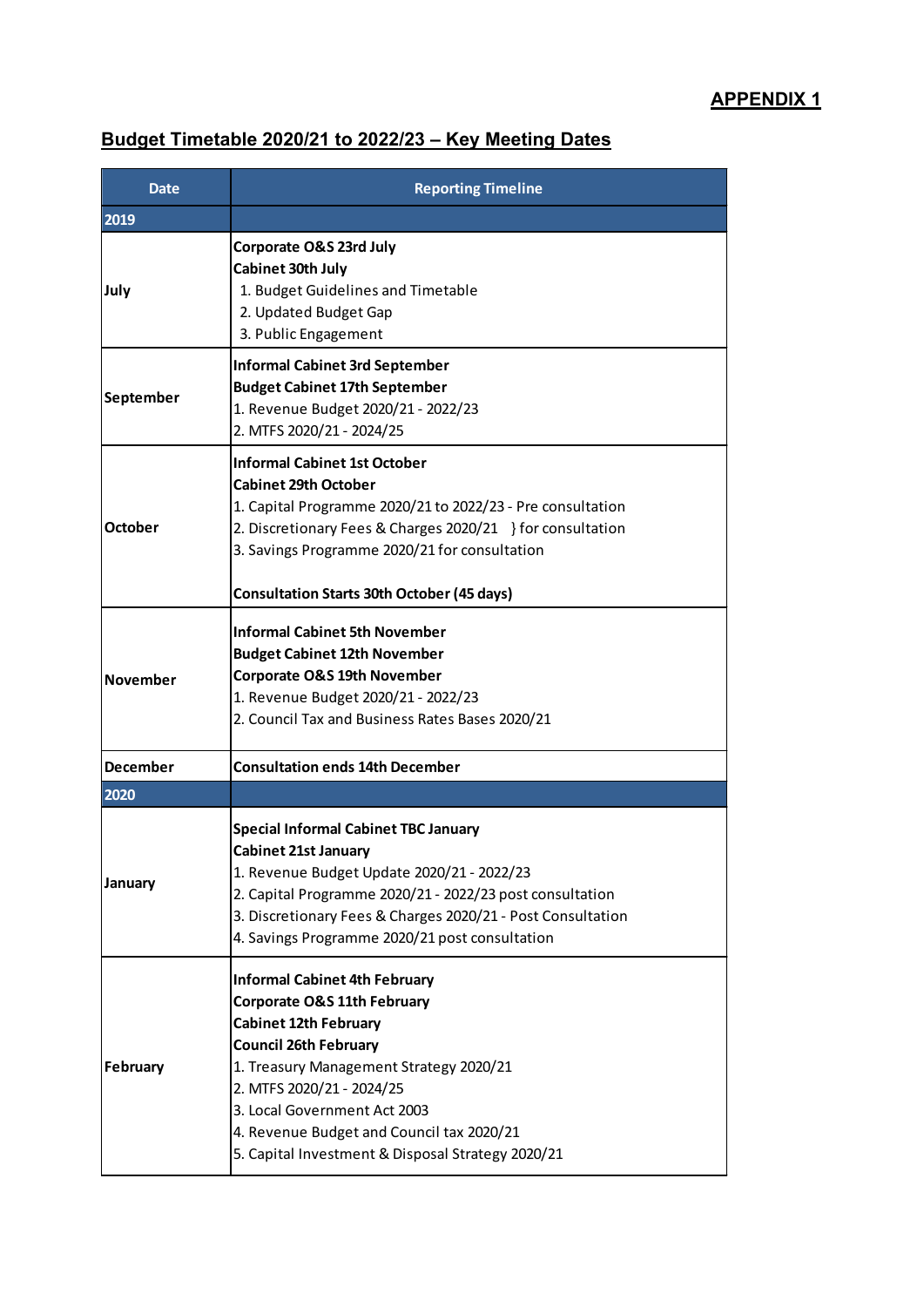**APPENDIX 1**

## Budget Timetable 2020/21 to 2022/23 – Key Meeting Dates

| Date | Reporting Timeline |
|---|---|
| **2019** | |
| July | **Corporate O&S 23rd July**<br>**Cabinet 30th July**<br>1. Budget Guidelines and Timetable<br>2. Updated Budget Gap<br>3. Public Engagement |
| September | **Informal Cabinet 3rd September**<br>**Budget Cabinet 17th September**<br>1. Revenue Budget 2020/21 - 2022/23<br>2. MTFS 2020/21 - 2024/25 |
| October | **Informal Cabinet 1st October**<br>**Cabinet 29th October**<br>1. Capital Programme 2020/21 to 2022/23 - Pre consultation<br>2. Discretionary Fees & Charges 2020/21 } for consultation<br>3. Savings Programme 2020/21 for consultation<br><br>**Consultation Starts 30th October (45 days)** |
| November | **Informal Cabinet 5th November**<br>**Budget Cabinet 12th November**<br>**Corporate O&S 19th November**<br>1. Revenue Budget 2020/21 - 2022/23<br>2. Council Tax and Business Rates Bases 2020/21 |
| December | **Consultation ends 14th December** |
| **2020** | |
| January | **Special Informal Cabinet TBC January**<br>**Cabinet 21st January**<br>1. Revenue Budget Update 2020/21 - 2022/23<br>2. Capital Programme 2020/21 - 2022/23 post consultation<br>3. Discretionary Fees & Charges 2020/21 - Post Consultation<br>4. Savings Programme 2020/21 post consultation |
| February | **Informal Cabinet 4th February**<br>**Corporate O&S 11th February**<br>**Cabinet 12th February**<br>**Council 26th February**<br>1. Treasury Management Strategy 2020/21<br>2. MTFS 2020/21 - 2024/25<br>3. Local Government Act 2003<br>4. Revenue Budget and Council tax 2020/21<br>5. Capital Investment & Disposal Strategy 2020/21 |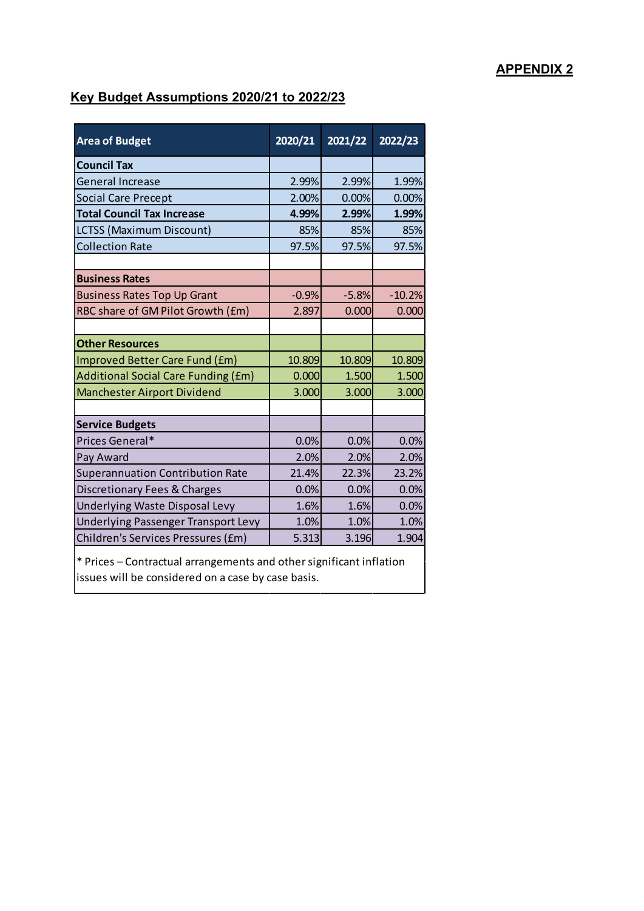**APPENDIX 2**

## Key Budget Assumptions 2020/21 to 2022/23

| Area of Budget | 2020/21 | 2021/22 | 2022/23 |
|---|---|---|---|
| **Council Tax** | | | |
| General Increase | 2.99% | 2.99% | 1.99% |
| Social Care Precept | 2.00% | 0.00% | 0.00% |
| **Total Council Tax Increase** | **4.99%** | **2.99%** | **1.99%** |
| LCTSS (Maximum Discount) | 85% | 85% | 85% |
| Collection Rate | 97.5% | 97.5% | 97.5% |
| | | | |
| **Business Rates** | | | |
| Business Rates Top Up Grant | -0.9% | -5.8% | -10.2% |
| RBC share of GM Pilot Growth (£m) | 2.897 | 0.000 | 0.000 |
| | | | |
| **Other Resources** | | | |
| Improved Better Care Fund (£m) | 10.809 | 10.809 | 10.809 |
| Additional Social Care Funding (£m) | 0.000 | 1.500 | 1.500 |
| Manchester Airport Dividend | 3.000 | 3.000 | 3.000 |
| | | | |
| **Service Budgets** | | | |
| Prices General* | 0.0% | 0.0% | 0.0% |
| Pay Award | 2.0% | 2.0% | 2.0% |
| Superannuation Contribution Rate | 21.4% | 22.3% | 23.2% |
| Discretionary Fees & Charges | 0.0% | 0.0% | 0.0% |
| Underlying Waste Disposal Levy | 1.6% | 1.6% | 0.0% |
| Underlying Passenger Transport Levy | 1.0% | 1.0% | 1.0% |
| Children's Services Pressures (£m) | 5.313 | 3.196 | 1.904 |

* Prices – Contractual arrangements and other significant inflation issues will be considered on a case by case basis.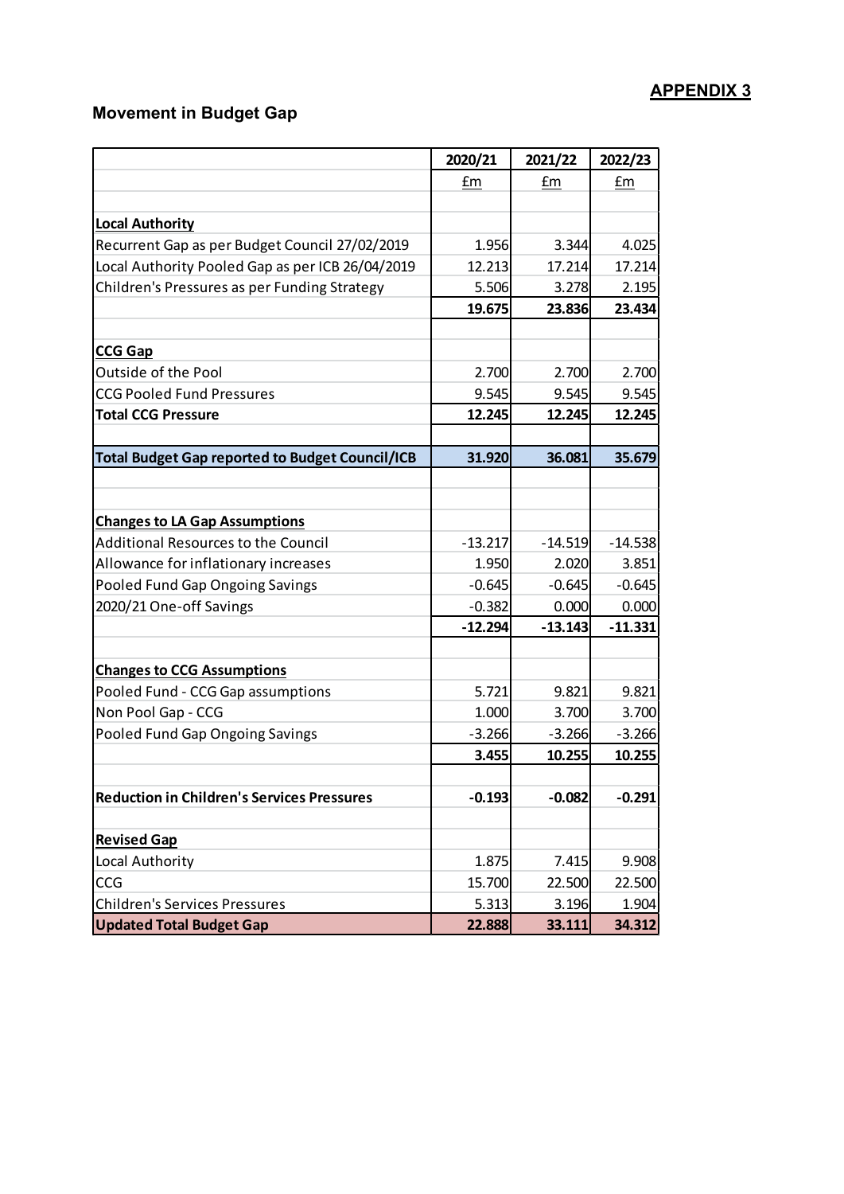**APPENDIX 3**

## Movement in Budget Gap

| | 2020/21 | 2021/22 | 2022/23 |
|---|---|---|---|
| | £m | £m | £m |
| | | | |
| **Local Authority** | | | |
| Recurrent Gap as per Budget Council 27/02/2019 | 1.956 | 3.344 | 4.025 |
| Local Authority Pooled Gap as per ICB 26/04/2019 | 12.213 | 17.214 | 17.214 |
| Children's Pressures as per Funding Strategy | 5.506 | 3.278 | 2.195 |
| | **19.675** | **23.836** | **23.434** |
| | | | |
| **CCG Gap** | | | |
| Outside of the Pool | 2.700 | 2.700 | 2.700 |
| CCG Pooled Fund Pressures | 9.545 | 9.545 | 9.545 |
| **Total CCG Pressure** | **12.245** | **12.245** | **12.245** |
| | | | |
| **Total Budget Gap reported to Budget Council/ICB** | **31.920** | **36.081** | **35.679** |
| | | | |
| | | | |
| **Changes to LA Gap Assumptions** | | | |
| Additional Resources to the Council | -13.217 | -14.519 | -14.538 |
| Allowance for inflationary increases | 1.950 | 2.020 | 3.851 |
| Pooled Fund Gap Ongoing Savings | -0.645 | -0.645 | -0.645 |
| 2020/21 One-off Savings | -0.382 | 0.000 | 0.000 |
| | **-12.294** | **-13.143** | **-11.331** |
| | | | |
| **Changes to CCG Assumptions** | | | |
| Pooled Fund - CCG Gap assumptions | 5.721 | 9.821 | 9.821 |
| Non Pool Gap - CCG | 1.000 | 3.700 | 3.700 |
| Pooled Fund Gap Ongoing Savings | -3.266 | -3.266 | -3.266 |
| | **3.455** | **10.255** | **10.255** |
| | | | |
| **Reduction in Children's Services Pressures** | **-0.193** | **-0.082** | **-0.291** |
| | | | |
| **Revised Gap** | | | |
| Local Authority | 1.875 | 7.415 | 9.908 |
| CCG | 15.700 | 22.500 | 22.500 |
| Children's Services Pressures | 5.313 | 3.196 | 1.904 |
| **Updated Total Budget Gap** | **22.888** | **33.111** | **34.312** |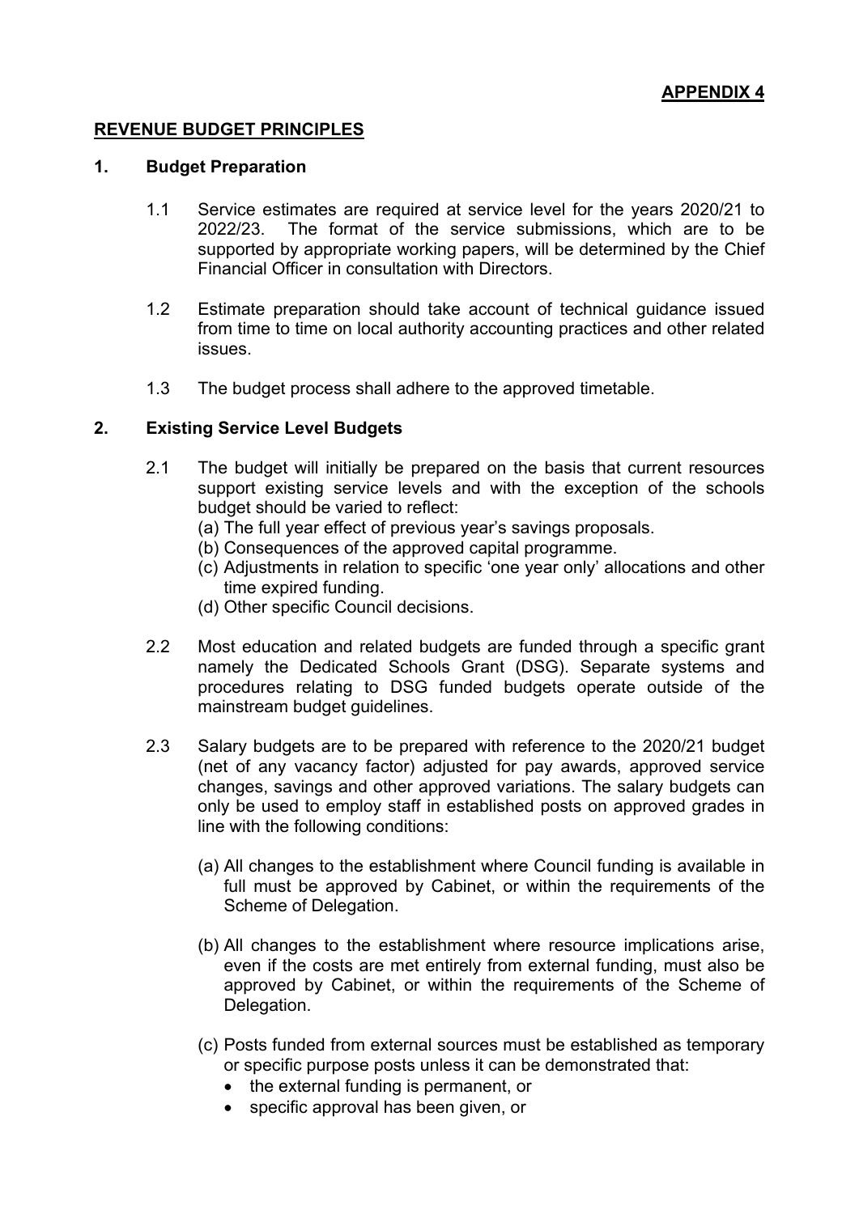**APPENDIX 4**

## REVENUE BUDGET PRINCIPLES

### 1. Budget Preparation

1.1 Service estimates are required at service level for the years 2020/21 to 2022/23. The format of the service submissions, which are to be supported by appropriate working papers, will be determined by the Chief Financial Officer in consultation with Directors.

1.2 Estimate preparation should take account of technical guidance issued from time to time on local authority accounting practices and other related issues.

1.3 The budget process shall adhere to the approved timetable.

### 2. Existing Service Level Budgets

2.1 The budget will initially be prepared on the basis that current resources support existing service levels and with the exception of the schools budget should be varied to reflect:

(a) The full year effect of previous year's savings proposals.
(b) Consequences of the approved capital programme.
(c) Adjustments in relation to specific 'one year only' allocations and other time expired funding.
(d) Other specific Council decisions.

2.2 Most education and related budgets are funded through a specific grant namely the Dedicated Schools Grant (DSG). Separate systems and procedures relating to DSG funded budgets operate outside of the mainstream budget guidelines.

2.3 Salary budgets are to be prepared with reference to the 2020/21 budget (net of any vacancy factor) adjusted for pay awards, approved service changes, savings and other approved variations. The salary budgets can only be used to employ staff in established posts on approved grades in line with the following conditions:

(a) All changes to the establishment where Council funding is available in full must be approved by Cabinet, or within the requirements of the Scheme of Delegation.

(b) All changes to the establishment where resource implications arise, even if the costs are met entirely from external funding, must also be approved by Cabinet, or within the requirements of the Scheme of Delegation.

(c) Posts funded from external sources must be established as temporary or specific purpose posts unless it can be demonstrated that:

- the external funding is permanent, or
- specific approval has been given, or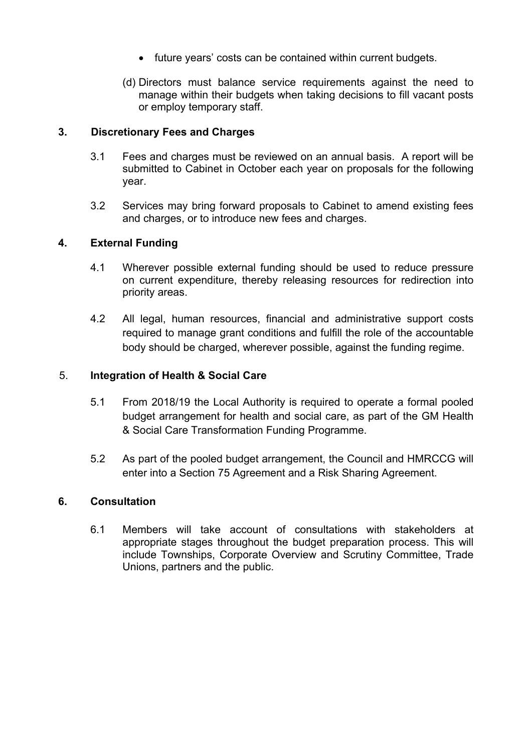- future years' costs can be contained within current budgets.

(d) Directors must balance service requirements against the need to manage within their budgets when taking decisions to fill vacant posts or employ temporary staff.

**3. Discretionary Fees and Charges**

3.1 Fees and charges must be reviewed on an annual basis. A report will be submitted to Cabinet in October each year on proposals for the following year.

3.2 Services may bring forward proposals to Cabinet to amend existing fees and charges, or to introduce new fees and charges.

**4. External Funding**

4.1 Wherever possible external funding should be used to reduce pressure on current expenditure, thereby releasing resources for redirection into priority areas.

4.2 All legal, human resources, financial and administrative support costs required to manage grant conditions and fulfill the role of the accountable body should be charged, wherever possible, against the funding regime.

5. **Integration of Health & Social Care**

5.1 From 2018/19 the Local Authority is required to operate a formal pooled budget arrangement for health and social care, as part of the GM Health & Social Care Transformation Funding Programme.

5.2 As part of the pooled budget arrangement, the Council and HMRCCG will enter into a Section 75 Agreement and a Risk Sharing Agreement.

**6. Consultation**

6.1 Members will take account of consultations with stakeholders at appropriate stages throughout the budget preparation process. This will include Townships, Corporate Overview and Scrutiny Committee, Trade Unions, partners and the public.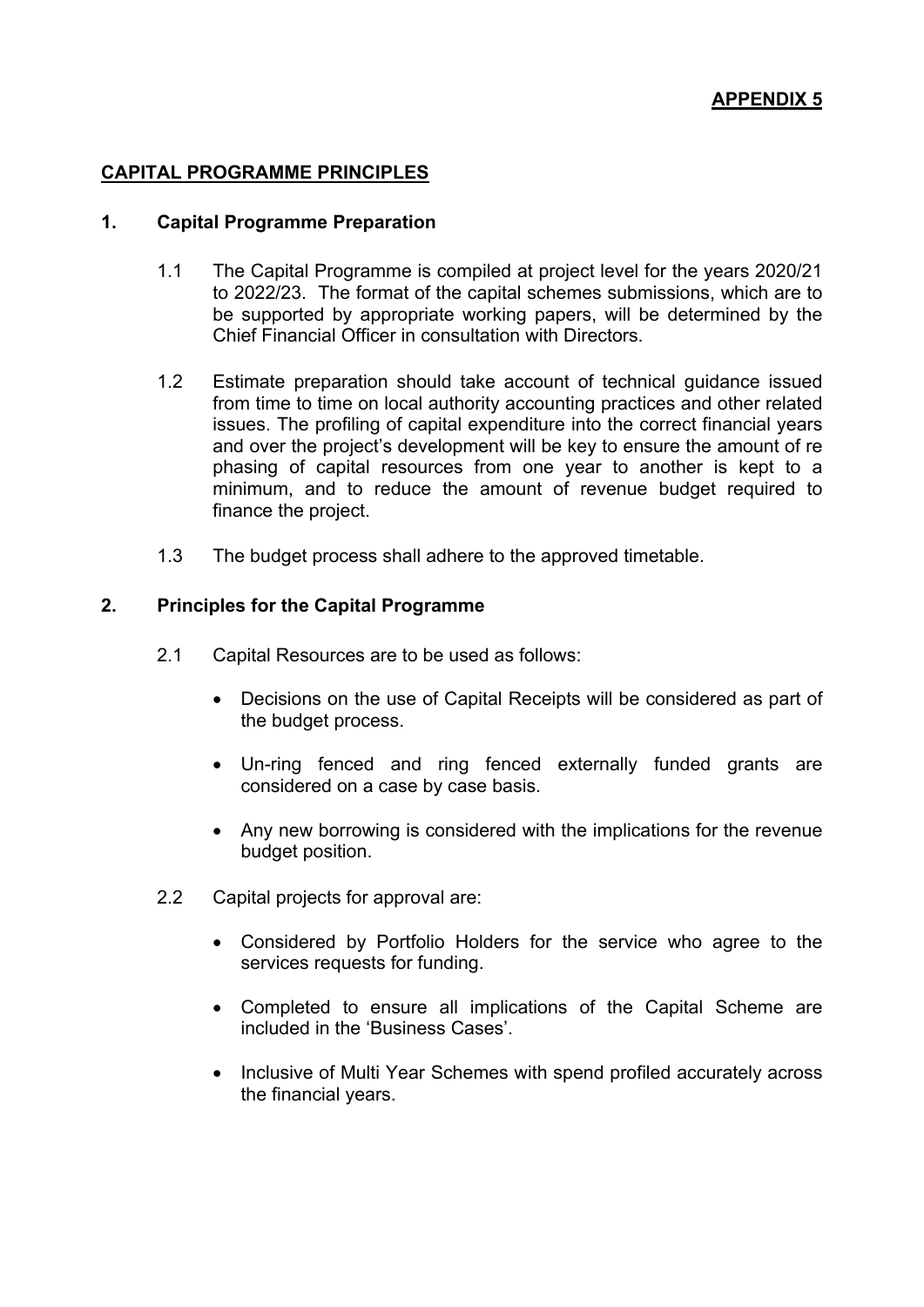**APPENDIX 5**

## CAPITAL PROGRAMME PRINCIPLES

### 1. Capital Programme Preparation

1.1 The Capital Programme is compiled at project level for the years 2020/21 to 2022/23. The format of the capital schemes submissions, which are to be supported by appropriate working papers, will be determined by the Chief Financial Officer in consultation with Directors.

1.2 Estimate preparation should take account of technical guidance issued from time to time on local authority accounting practices and other related issues. The profiling of capital expenditure into the correct financial years and over the project's development will be key to ensure the amount of re phasing of capital resources from one year to another is kept to a minimum, and to reduce the amount of revenue budget required to finance the project.

1.3 The budget process shall adhere to the approved timetable.

### 2. Principles for the Capital Programme

2.1 Capital Resources are to be used as follows:

- Decisions on the use of Capital Receipts will be considered as part of the budget process.
- Un-ring fenced and ring fenced externally funded grants are considered on a case by case basis.
- Any new borrowing is considered with the implications for the revenue budget position.

2.2 Capital projects for approval are:

- Considered by Portfolio Holders for the service who agree to the services requests for funding.
- Completed to ensure all implications of the Capital Scheme are included in the 'Business Cases'.
- Inclusive of Multi Year Schemes with spend profiled accurately across the financial years.